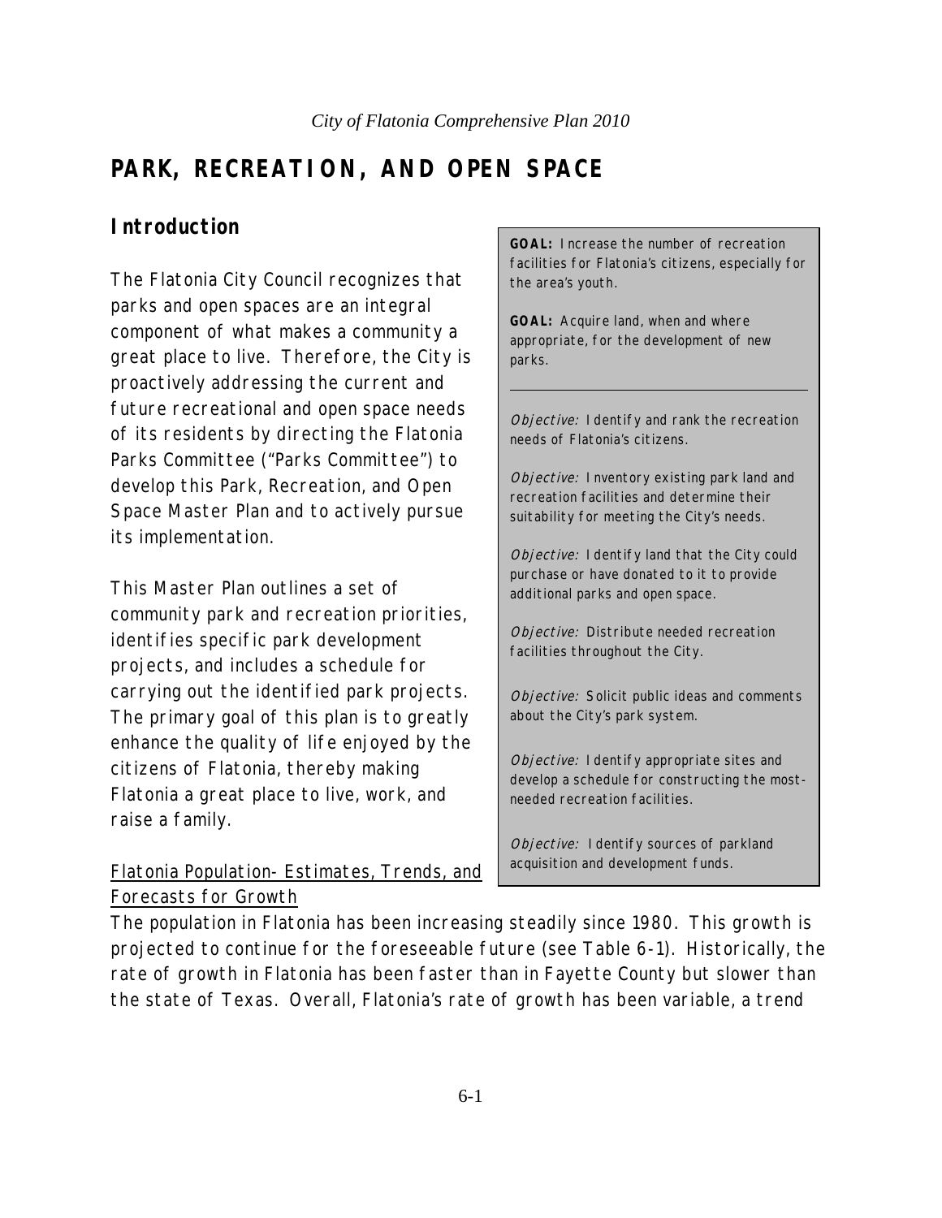# PARK, RECREATION, AND OPEN SPACE

## Introduction

The Flatonia City Council recognizes that parks and open spaces are an integral component of what makes a community a great place to live. Therefore, the City is proactively addressing the current and future recreational and open space needs of its residents by directing the Flatonia Parks Committee ("Parks Committee") to develop this Park, Recreation, and Open Space Master Plan and to actively pursue its implementation.

This Master Plan outlines a set of community park and recreation priorities, identifies specific park development projects, and includes a schedule for carrying out the identified park projects. The primary goal of this plan is to greatly enhance the quality of life enjoyed by the citizens of Flatonia, thereby making Flatonia a great place to live, work, and raise a family.

> **GOAL:** Increase the number of recreation facilities for Flatonia's citizens, especially for the area's youth.
>
> **GOAL:** Acquire land, when and where appropriate, for the development of new parks.
>
> ---
>
> *Objective:* Identify and rank the recreation needs of Flatonia's citizens.
>
> *Objective:* Inventory existing park land and recreation facilities and determine their suitability for meeting the City's needs.
>
> *Objective:* Identify land that the City could purchase or have donated to it to provide additional parks and open space.
>
> *Objective:* Distribute needed recreation facilities throughout the City.
>
> *Objective:* Solicit public ideas and comments about the City's park system.
>
> *Objective:* Identify appropriate sites and develop a schedule for constructing the most-needed recreation facilities.
>
> *Objective:* Identify sources of parkland acquisition and development funds.

<u>Flatonia Population- Estimates, Trends, and Forecasts for Growth</u>

The population in Flatonia has been increasing steadily since 1980. This growth is projected to continue for the foreseeable future (see Table 6-1). Historically, the rate of growth in Flatonia has been faster than in Fayette County but slower than the state of Texas. Overall, Flatonia's rate of growth has been variable, a trend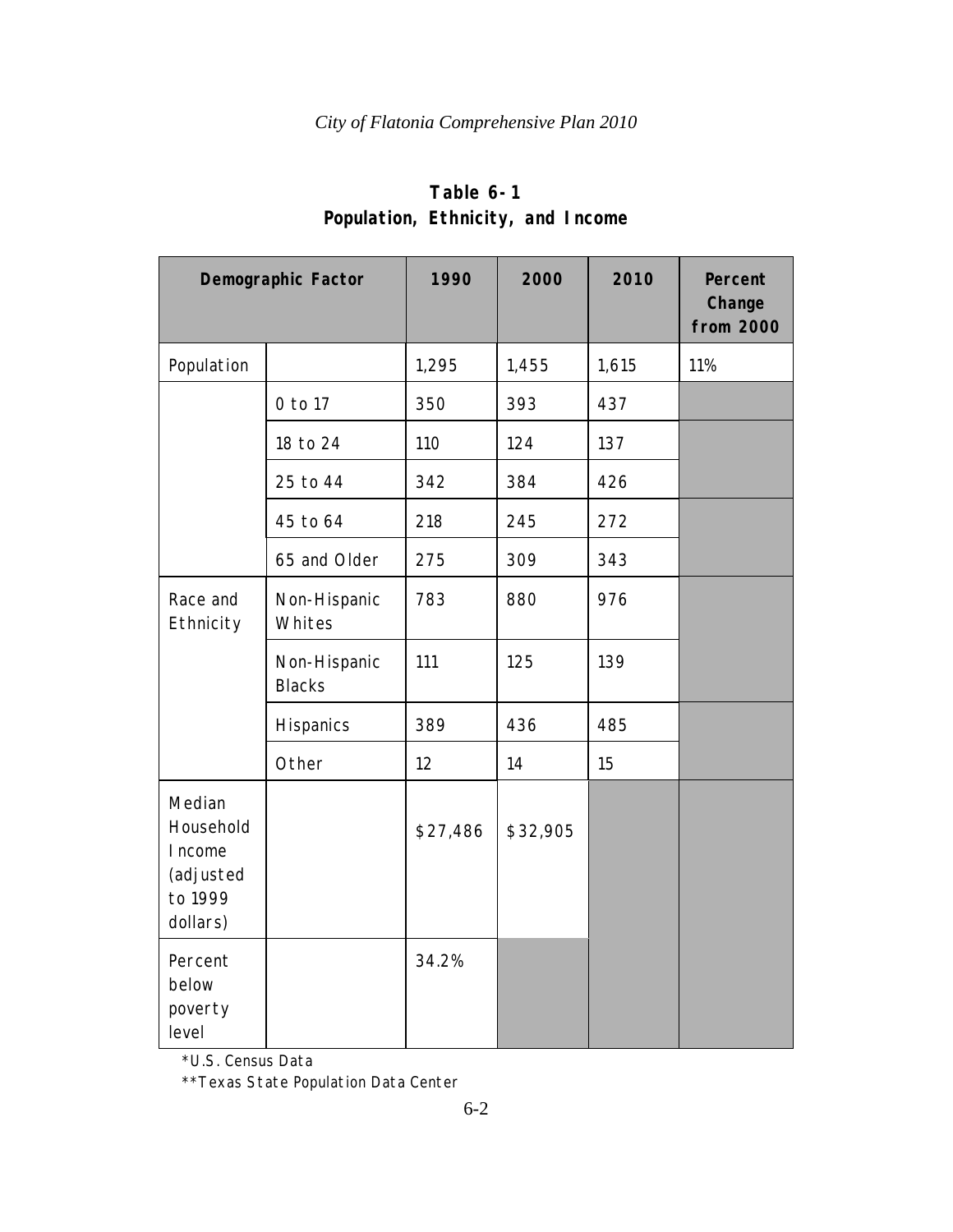**Table 6-1**
**Population, Ethnicity, and Income**

| Demographic Factor | | 1990 | 2000 | 2010 | Percent Change from 2000 |
|---|---|---|---|---|---|
| Population | | 1,295 | 1,455 | 1,615 | 11% |
| | 0 to 17 | 350 | 393 | 437 | |
| | 18 to 24 | 110 | 124 | 137 | |
| | 25 to 44 | 342 | 384 | 426 | |
| | 45 to 64 | 218 | 245 | 272 | |
| | 65 and Older | 275 | 309 | 343 | |
| Race and Ethnicity | Non-Hispanic Whites | 783 | 880 | 976 | |
| | Non-Hispanic Blacks | 111 | 125 | 139 | |
| | Hispanics | 389 | 436 | 485 | |
| | Other | 12 | 14 | 15 | |
| Median Household Income (adjusted to 1999 dollars) | | $27,486 | $32,905 | | |
| Percent below poverty level | | 34.2% | | | |

*U.S. Census Data

**Texas State Population Data Center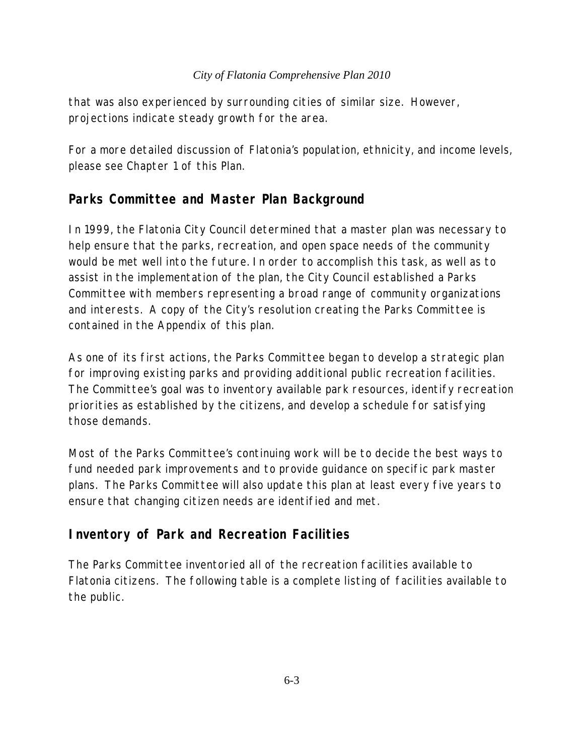that was also experienced by surrounding cities of similar size. However, projections indicate steady growth for the area.

For a more detailed discussion of Flatonia's population, ethnicity, and income levels, please see Chapter 1 of this Plan.

## Parks Committee and Master Plan Background

In 1999, the Flatonia City Council determined that a master plan was necessary to help ensure that the parks, recreation, and open space needs of the community would be met well into the future. In order to accomplish this task, as well as to assist in the implementation of the plan, the City Council established a Parks Committee with members representing a broad range of community organizations and interests. A copy of the City's resolution creating the Parks Committee is contained in the Appendix of this plan.

As one of its first actions, the Parks Committee began to develop a strategic plan for improving existing parks and providing additional public recreation facilities. The Committee's goal was to inventory available park resources, identify recreation priorities as established by the citizens, and develop a schedule for satisfying those demands.

Most of the Parks Committee's continuing work will be to decide the best ways to fund needed park improvements and to provide guidance on specific park master plans. The Parks Committee will also update this plan at least every five years to ensure that changing citizen needs are identified and met.

## Inventory of Park and Recreation Facilities

The Parks Committee inventoried all of the recreation facilities available to Flatonia citizens. The following table is a complete listing of facilities available to the public.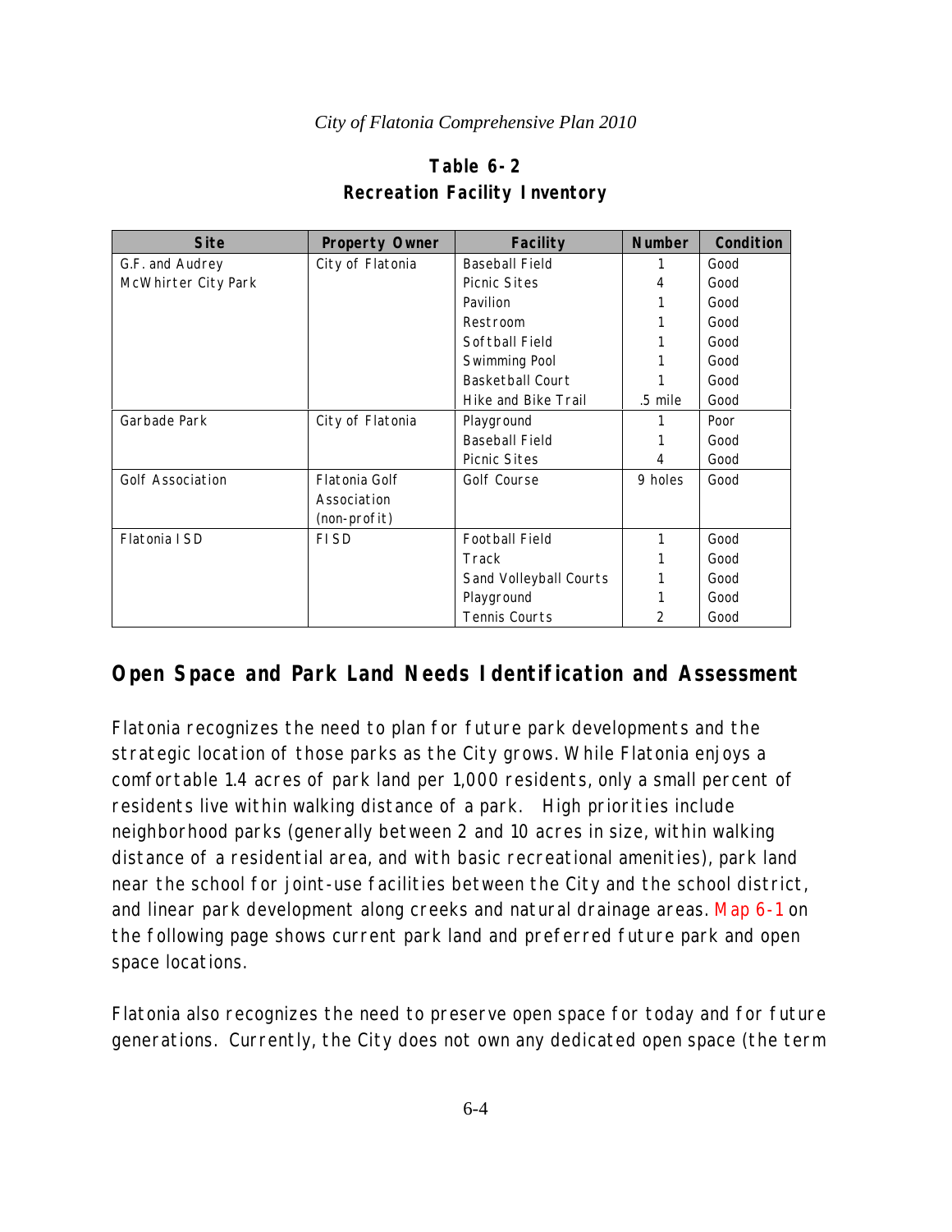**Table 6-2**
**Recreation Facility Inventory**

| Site | Property Owner | Facility | Number | Condition |
|---|---|---|---|---|
| G.F. and Audrey McWhirter City Park | City of Flatonia | Baseball Field | 1 | Good |
| | | Picnic Sites | 4 | Good |
| | | Pavilion | 1 | Good |
| | | Restroom | 1 | Good |
| | | Softball Field | 1 | Good |
| | | Swimming Pool | 1 | Good |
| | | Basketball Court | 1 | Good |
| | | Hike and Bike Trail | .5 mile | Good |
| Garbade Park | City of Flatonia | Playground | 1 | Poor |
| | | Baseball Field | 1 | Good |
| | | Picnic Sites | 4 | Good |
| Golf Association | Flatonia Golf Association (non-profit) | Golf Course | 9 holes | Good |
| Flatonia ISD | FISD | Football Field | 1 | Good |
| | | Track | 1 | Good |
| | | Sand Volleyball Courts | 1 | Good |
| | | Playground | 1 | Good |
| | | Tennis Courts | 2 | Good |

## Open Space and Park Land Needs Identification and Assessment

Flatonia recognizes the need to plan for future park developments and the strategic location of those parks as the City grows. While Flatonia enjoys a comfortable 1.4 acres of park land per 1,000 residents, only a small percent of residents live within walking distance of a park. High priorities include neighborhood parks (generally between 2 and 10 acres in size, within walking distance of a residential area, and with basic recreational amenities), park land near the school for joint-use facilities between the City and the school district, and linear park development along creeks and natural drainage areas. Map 6-1 on the following page shows current park land and preferred future park and open space locations.

Flatonia also recognizes the need to preserve open space for today and for future generations. Currently, the City does not own any dedicated open space (the term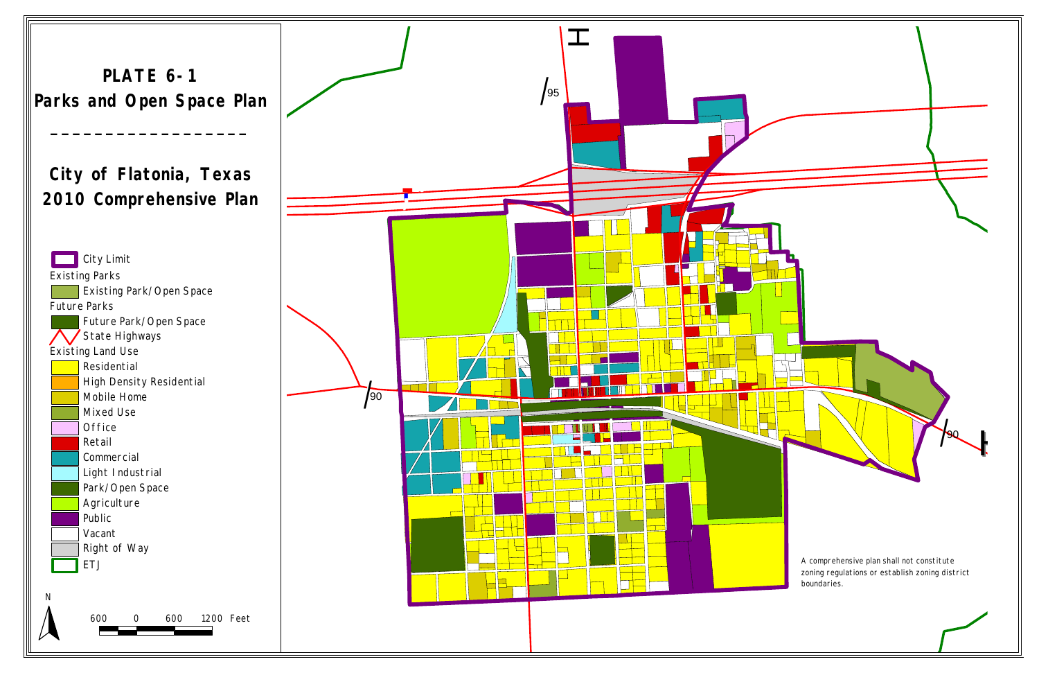# PLATE 6-1
## Parks and Open Space Plan

---

## City of Flatonia, Texas
## 2010 Comprehensive Plan

- City Limit
- Existing Parks
  - Existing Park/Open Space
- Future Parks
  - Future Park/Open Space
- State Highways
- Existing Land Use
  - Residential
  - High Density Residential
  - Mobile Home
  - Mixed Use
  - Office
  - Retail
  - Commercial
  - Light Industrial
  - Park/Open Space
  - Agriculture
  - Public
  - Vacant
  - Right of Way
  - ETJ

N

600 0 600 1200 Feet

95

90

90

A comprehensive plan shall not constitute zoning regulations or establish zoning district boundaries.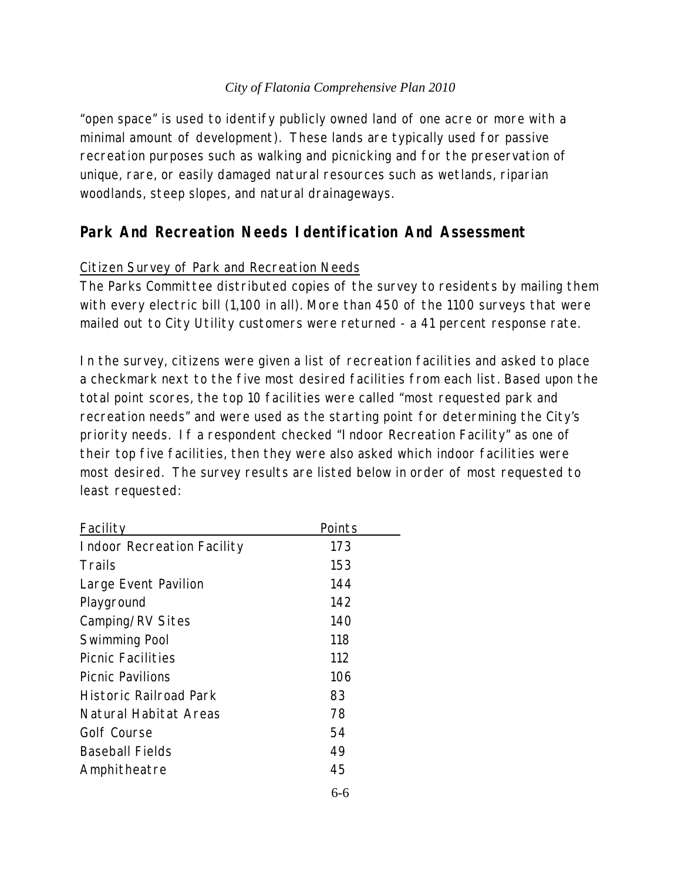"open space" is used to identify publicly owned land of one acre or more with a minimal amount of development). These lands are typically used for passive recreation purposes such as walking and picnicking and for the preservation of unique, rare, or easily damaged natural resources such as wetlands, riparian woodlands, steep slopes, and natural drainageways.

## Park And Recreation Needs Identification And Assessment

Citizen Survey of Park and Recreation Needs

The Parks Committee distributed copies of the survey to residents by mailing them with every electric bill (1,100 in all). More than 450 of the 1100 surveys that were mailed out to City Utility customers were returned - a 41 percent response rate.

In the survey, citizens were given a list of recreation facilities and asked to place a checkmark next to the five most desired facilities from each list. Based upon the total point scores, the top 10 facilities were called "most requested park and recreation needs" and were used as the starting point for determining the City's priority needs. If a respondent checked "Indoor Recreation Facility" as one of their top five facilities, then they were also asked which indoor facilities were most desired. The survey results are listed below in order of most requested to least requested:

| Facility | Points |
|---|---|
| Indoor Recreation Facility | 173 |
| Trails | 153 |
| Large Event Pavilion | 144 |
| Playground | 142 |
| Camping/RV Sites | 140 |
| Swimming Pool | 118 |
| Picnic Facilities | 112 |
| Picnic Pavilions | 106 |
| Historic Railroad Park | 83 |
| Natural Habitat Areas | 78 |
| Golf Course | 54 |
| Baseball Fields | 49 |
| Amphitheatre | 45 |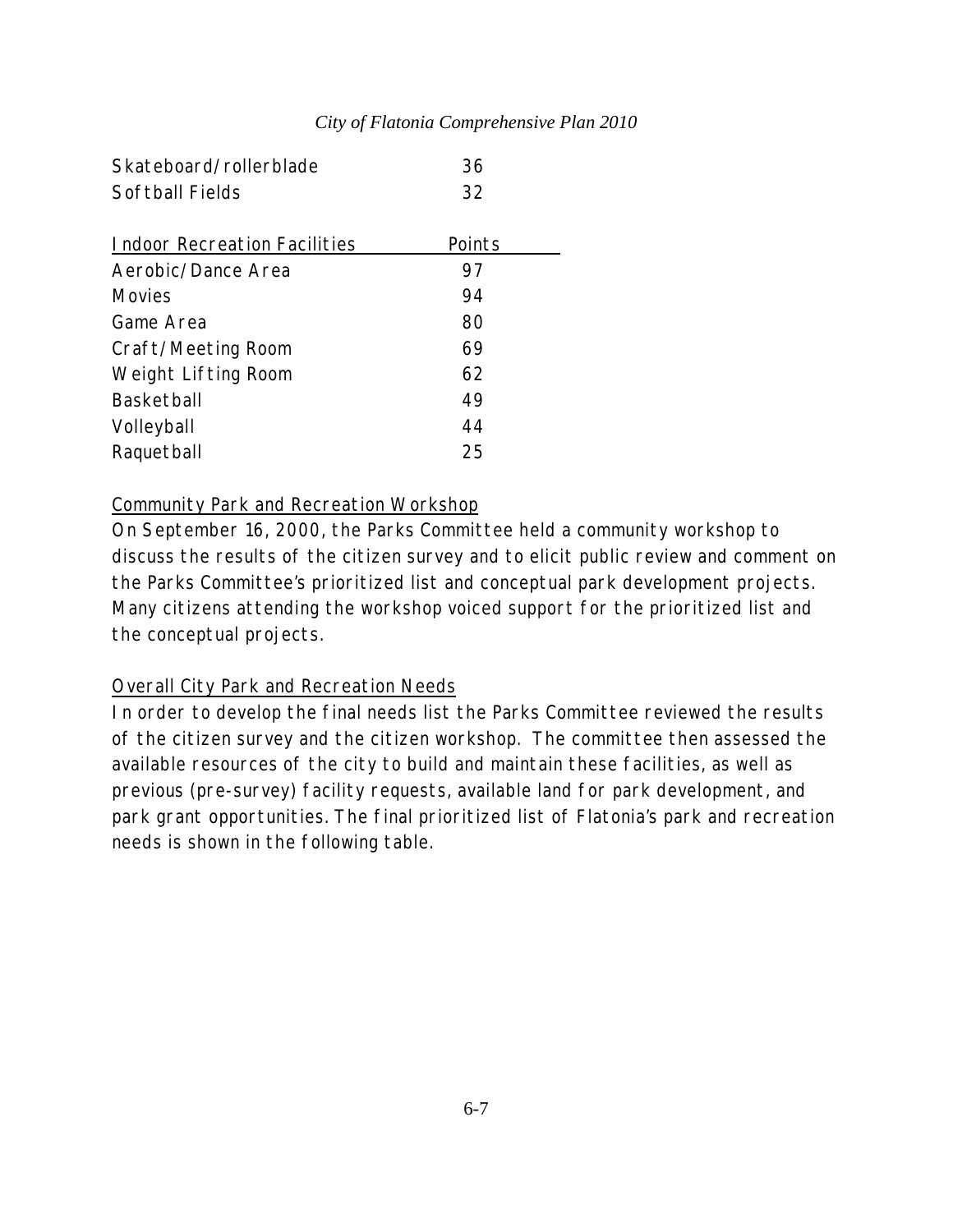| | |
|---|---|
| Skateboard/rollerblade | 36 |
| Softball Fields | 32 |

| Indoor Recreation Facilities | Points |
|---|---|
| Aerobic/Dance Area | 97 |
| Movies | 94 |
| Game Area | 80 |
| Craft/Meeting Room | 69 |
| Weight Lifting Room | 62 |
| Basketball | 49 |
| Volleyball | 44 |
| Raquetball | 25 |

Community Park and Recreation Workshop

On September 16, 2000, the Parks Committee held a community workshop to discuss the results of the citizen survey and to elicit public review and comment on the Parks Committee's prioritized list and conceptual park development projects. Many citizens attending the workshop voiced support for the prioritized list and the conceptual projects.

Overall City Park and Recreation Needs

In order to develop the final needs list the Parks Committee reviewed the results of the citizen survey and the citizen workshop. The committee then assessed the available resources of the city to build and maintain these facilities, as well as previous (pre-survey) facility requests, available land for park development, and park grant opportunities. The final prioritized list of Flatonia's park and recreation needs is shown in the following table.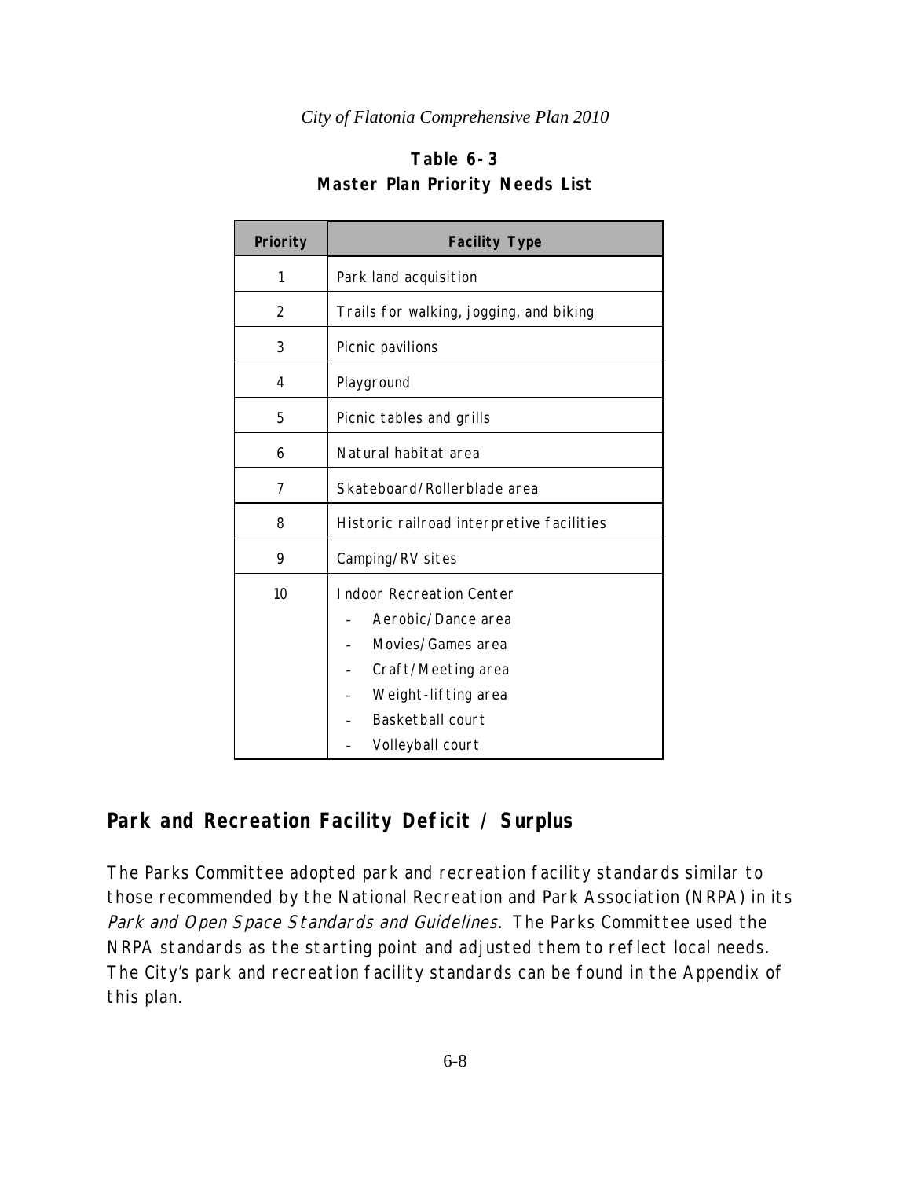**Table 6-3**
**Master Plan Priority Needs List**

| Priority | Facility Type |
|---|---|
| 1 | Park land acquisition |
| 2 | Trails for walking, jogging, and biking |
| 3 | Picnic pavilions |
| 4 | Playground |
| 5 | Picnic tables and grills |
| 6 | Natural habitat area |
| 7 | Skateboard/Rollerblade area |
| 8 | Historic railroad interpretive facilities |
| 9 | Camping/RV sites |
| 10 | Indoor Recreation Center<br>- Aerobic/Dance area<br>- Movies/Games area<br>- Craft/Meeting area<br>- Weight-lifting area<br>- Basketball court<br>- Volleyball court |

## Park and Recreation Facility Deficit / Surplus

The Parks Committee adopted park and recreation facility standards similar to those recommended by the National Recreation and Park Association (NRPA) in its *Park and Open Space Standards and Guidelines*. The Parks Committee used the NRPA standards as the starting point and adjusted them to reflect local needs. The City's park and recreation facility standards can be found in the Appendix of this plan.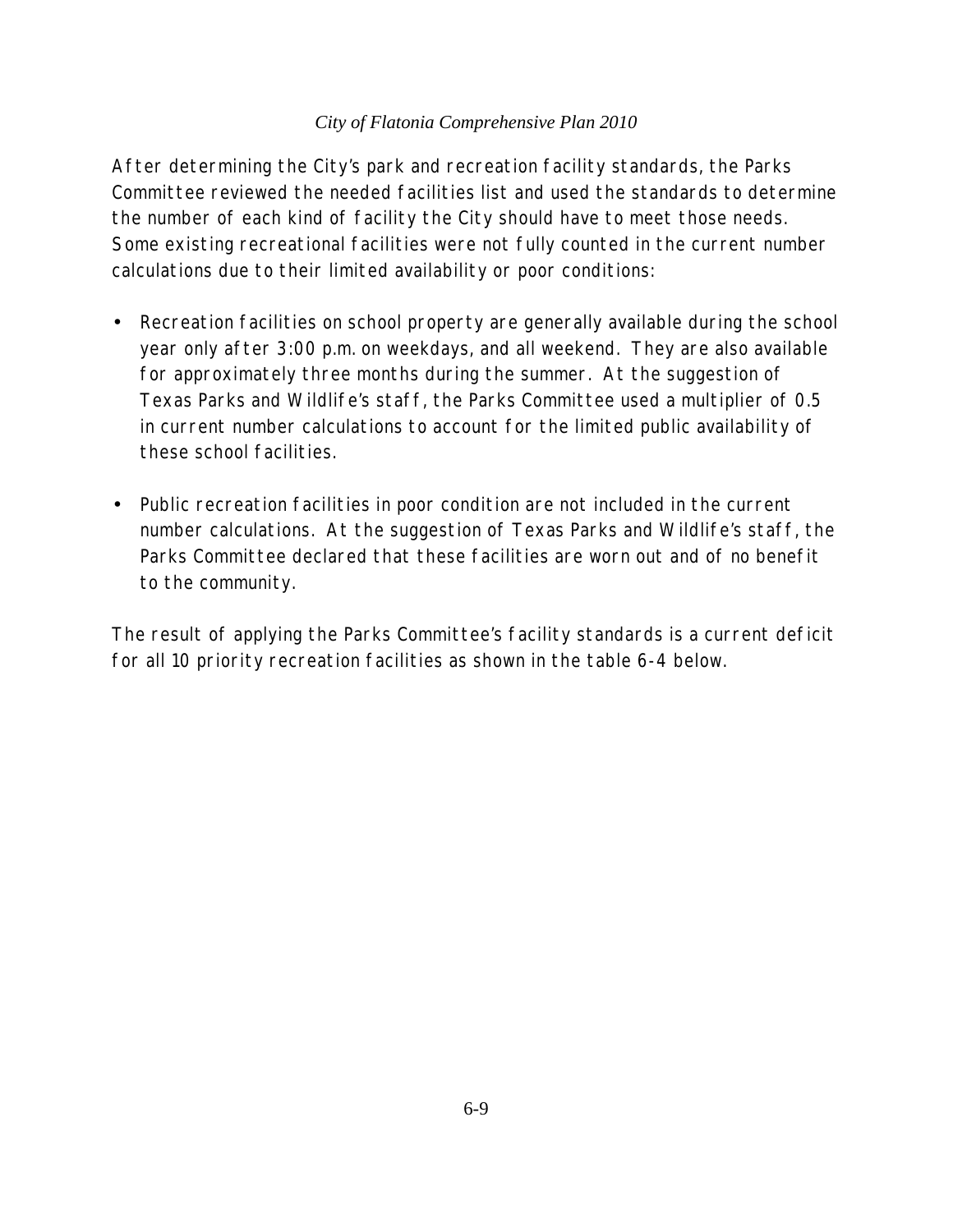After determining the City's park and recreation facility standards, the Parks Committee reviewed the needed facilities list and used the standards to determine the number of each kind of facility the City should have to meet those needs. Some existing recreational facilities were not fully counted in the current number calculations due to their limited availability or poor conditions:

- Recreation facilities on school property are generally available during the school year only after 3:00 p.m. on weekdays, and all weekend. They are also available for approximately three months during the summer. At the suggestion of Texas Parks and Wildlife's staff, the Parks Committee used a multiplier of 0.5 in current number calculations to account for the limited public availability of these school facilities.

- Public recreation facilities in poor condition are not included in the current number calculations. At the suggestion of Texas Parks and Wildlife's staff, the Parks Committee declared that these facilities are worn out and of no benefit to the community.

The result of applying the Parks Committee's facility standards is a current deficit for all 10 priority recreation facilities as shown in the table 6-4 below.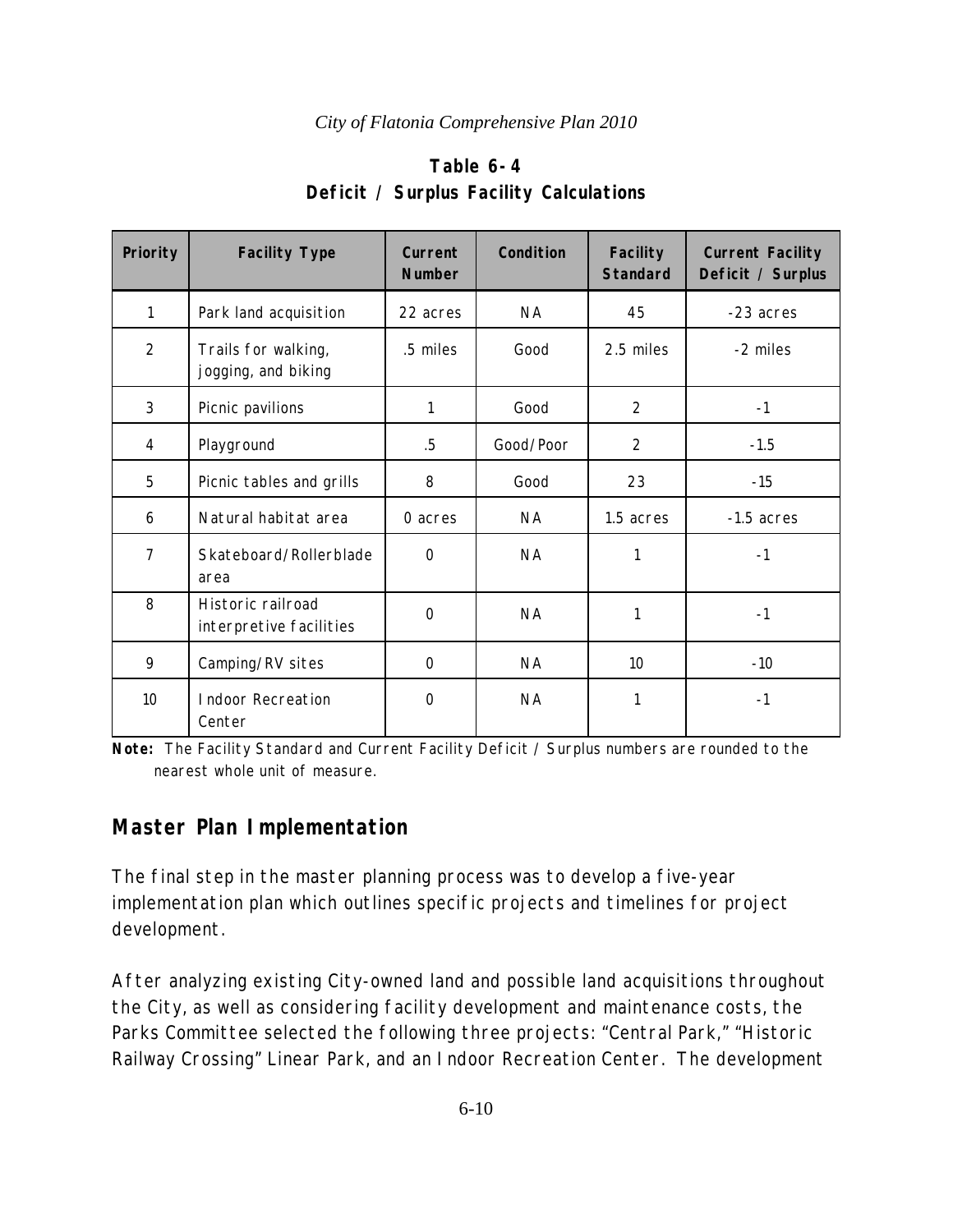**Table 6-4**
**Deficit / Surplus Facility Calculations**

| Priority | Facility Type | Current Number | Condition | Facility Standard | Current Facility Deficit / Surplus |
|---|---|---|---|---|---|
| 1 | Park land acquisition | 22 acres | NA | 45 | -23 acres |
| 2 | Trails for walking, jogging, and biking | .5 miles | Good | 2.5 miles | -2 miles |
| 3 | Picnic pavilions | 1 | Good | 2 | -1 |
| 4 | Playground | .5 | Good/Poor | 2 | -1.5 |
| 5 | Picnic tables and grills | 8 | Good | 23 | -15 |
| 6 | Natural habitat area | 0 acres | NA | 1.5 acres | -1.5 acres |
| 7 | Skateboard/Rollerblade area | 0 | NA | 1 | -1 |
| 8 | Historic railroad interpretive facilities | 0 | NA | 1 | -1 |
| 9 | Camping/RV sites | 0 | NA | 10 | -10 |
| 10 | Indoor Recreation Center | 0 | NA | 1 | -1 |

**Note:** The Facility Standard and Current Facility Deficit / Surplus numbers are rounded to the nearest whole unit of measure.

## Master Plan Implementation

The final step in the master planning process was to develop a five-year implementation plan which outlines specific projects and timelines for project development.

After analyzing existing City-owned land and possible land acquisitions throughout the City, as well as considering facility development and maintenance costs, the Parks Committee selected the following three projects: "Central Park," "Historic Railway Crossing" Linear Park, and an Indoor Recreation Center. The development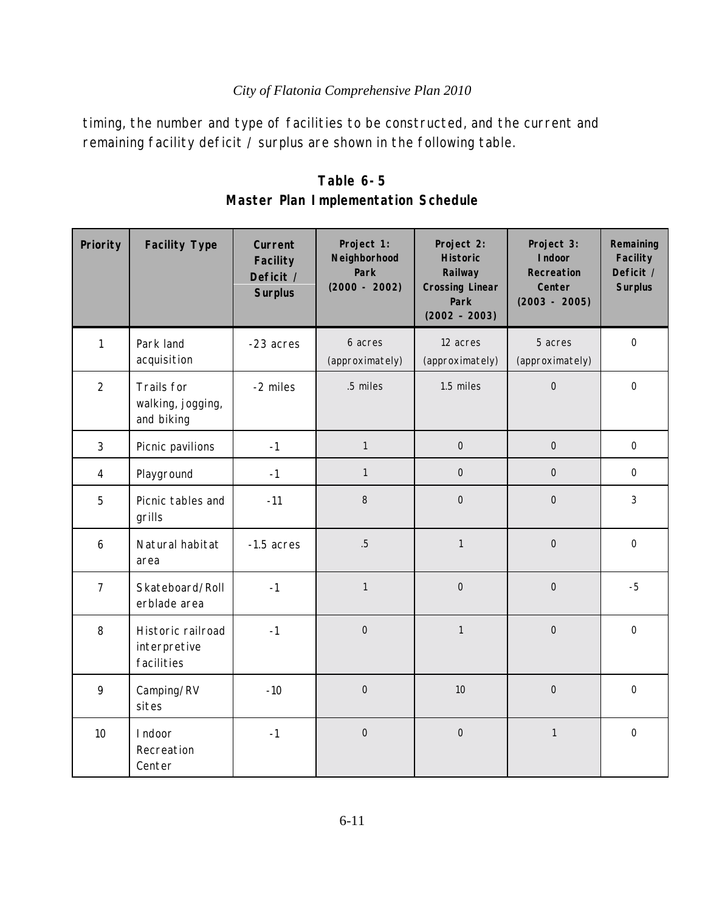timing, the number and type of facilities to be constructed, and the current and remaining facility deficit / surplus are shown in the following table.

**Table 6-5**
**Master Plan Implementation Schedule**

| Priority | Facility Type | Current Facility Deficit / Surplus | Project 1: Neighborhood Park (2000 - 2002) | Project 2: Historic Railway Crossing Linear Park (2002 – 2003) | Project 3: Indoor Recreation Center (2003 - 2005) | Remaining Facility Deficit / Surplus |
|---|---|---|---|---|---|---|
| 1 | Park land acquisition | -23 acres | 6 acres (approximately) | 12 acres (approximately) | 5 acres (approximately) | 0 |
| 2 | Trails for walking, jogging, and biking | -2 miles | .5 miles | 1.5 miles | 0 | 0 |
| 3 | Picnic pavilions | -1 | 1 | 0 | 0 | 0 |
| 4 | Playground | -1 | 1 | 0 | 0 | 0 |
| 5 | Picnic tables and grills | -11 | 8 | 0 | 0 | 3 |
| 6 | Natural habitat area | -1.5 acres | .5 | 1 | 0 | 0 |
| 7 | Skateboard/Rollerblade area | -1 | 1 | 0 | 0 | -5 |
| 8 | Historic railroad interpretive facilities | -1 | 0 | 1 | 0 | 0 |
| 9 | Camping/RV sites | -10 | 0 | 10 | 0 | 0 |
| 10 | Indoor Recreation Center | -1 | 0 | 0 | 1 | 0 |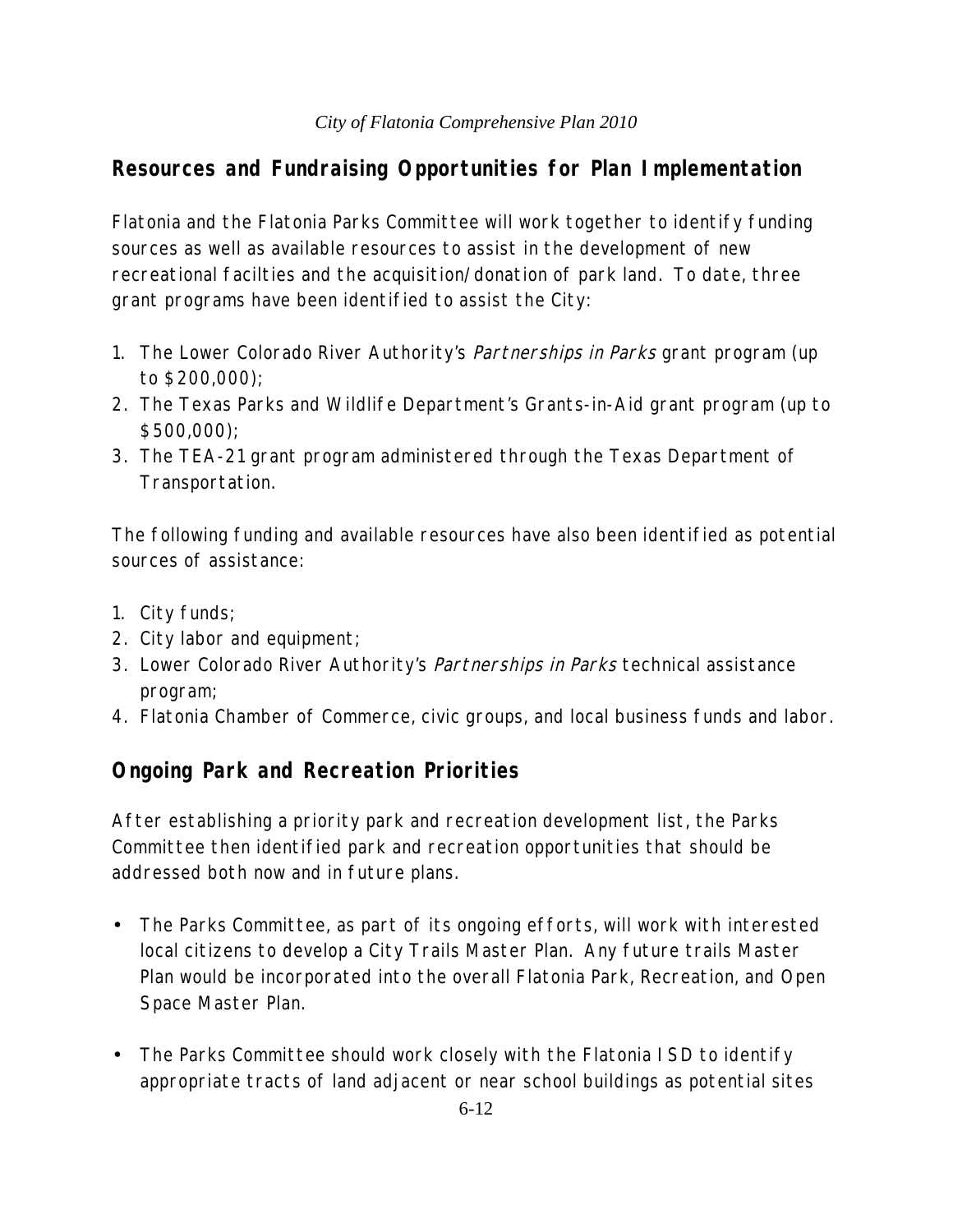## Resources and Fundraising Opportunities for Plan Implementation

Flatonia and the Flatonia Parks Committee will work together to identify funding sources as well as available resources to assist in the development of new recreational facilties and the acquisition/donation of park land. To date, three grant programs have been identified to assist the City:

1. The Lower Colorado River Authority's *Partnerships in Parks* grant program (up to $200,000);
2. The Texas Parks and Wildlife Department's Grants-in-Aid grant program (up to $500,000);
3. The TEA-21 grant program administered through the Texas Department of Transportation.

The following funding and available resources have also been identified as potential sources of assistance:

1. City funds;
2. City labor and equipment;
3. Lower Colorado River Authority's *Partnerships in Parks* technical assistance program;
4. Flatonia Chamber of Commerce, civic groups, and local business funds and labor.

## Ongoing Park and Recreation Priorities

After establishing a priority park and recreation development list, the Parks Committee then identified park and recreation opportunities that should be addressed both now and in future plans.

- The Parks Committee, as part of its ongoing efforts, will work with interested local citizens to develop a City Trails Master Plan. Any future trails Master Plan would be incorporated into the overall Flatonia Park, Recreation, and Open Space Master Plan.
- The Parks Committee should work closely with the Flatonia ISD to identify appropriate tracts of land adjacent or near school buildings as potential sites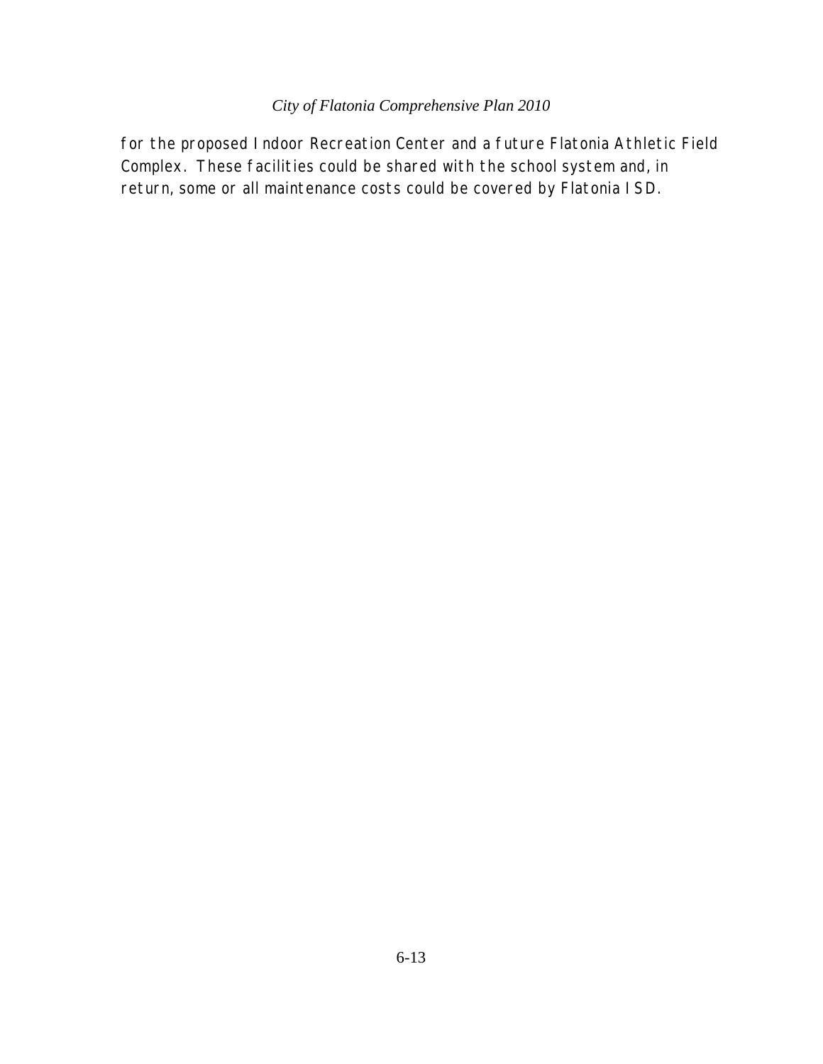for the proposed Indoor Recreation Center and a future Flatonia Athletic Field Complex. These facilities could be shared with the school system and, in return, some or all maintenance costs could be covered by Flatonia ISD.